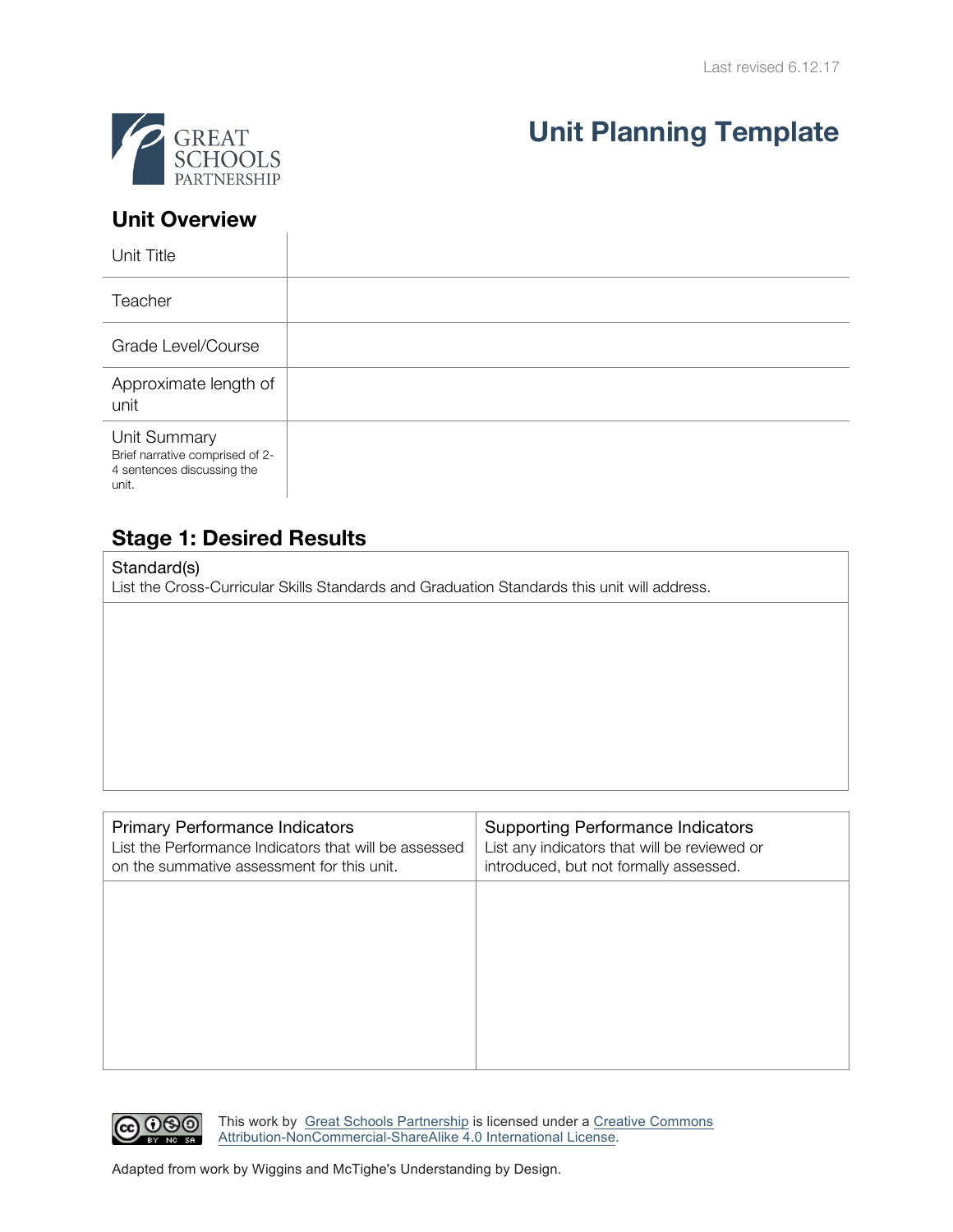Last revised 6.12.17

GREAT SCHOOLS PARTNERSHIP

# Unit Planning Template

## Unit Overview

| | |
|---|---|
| Unit Title | |
| Teacher | |
| Grade Level/Course | |
| Approximate length of unit | |
| Unit Summary<br>Brief narrative comprised of 2-4 sentences discussing the unit. | |

## Stage 1: Desired Results

| Standard(s)<br>List the Cross-Curricular Skills Standards and Graduation Standards this unit will address. |
|---|
| |

| Primary Performance Indicators<br>List the Performance Indicators that will be assessed on the summative assessment for this unit. | Supporting Performance Indicators<br>List any indicators that will be reviewed or introduced, but not formally assessed. |
|---|---|
| | |

This work by Great Schools Partnership is licensed under a Creative Commons Attribution-NonCommercial-ShareAlike 4.0 International License.

Adapted from work by Wiggins and McTighe's Understanding by Design.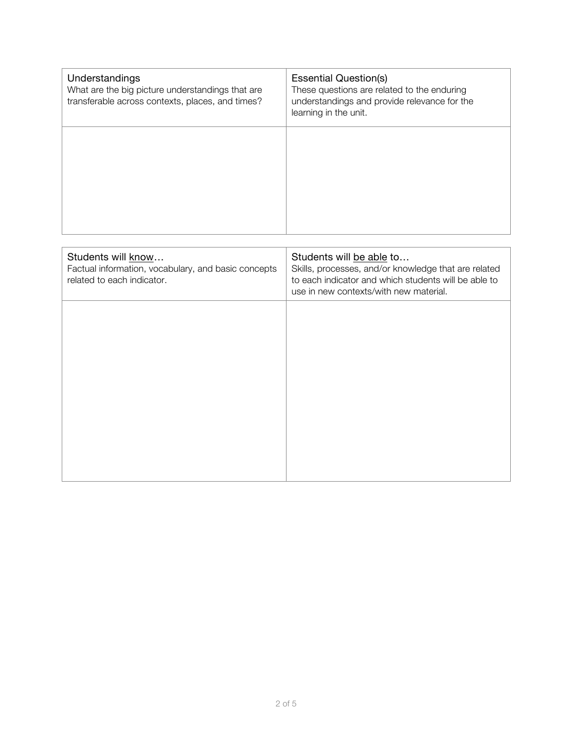| Understandings<br>What are the big picture understandings that are transferable across contexts, places, and times? | Essential Question(s)<br>These questions are related to the enduring understandings and provide relevance for the learning in the unit. |
|---|---|
| | |

| Students will <u>know</u>…<br>Factual information, vocabulary, and basic concepts related to each indicator. | Students will <u>be able</u> to…<br>Skills, processes, and/or knowledge that are related to each indicator and which students will be able to use in new contexts/with new material. |
|---|---|
| | |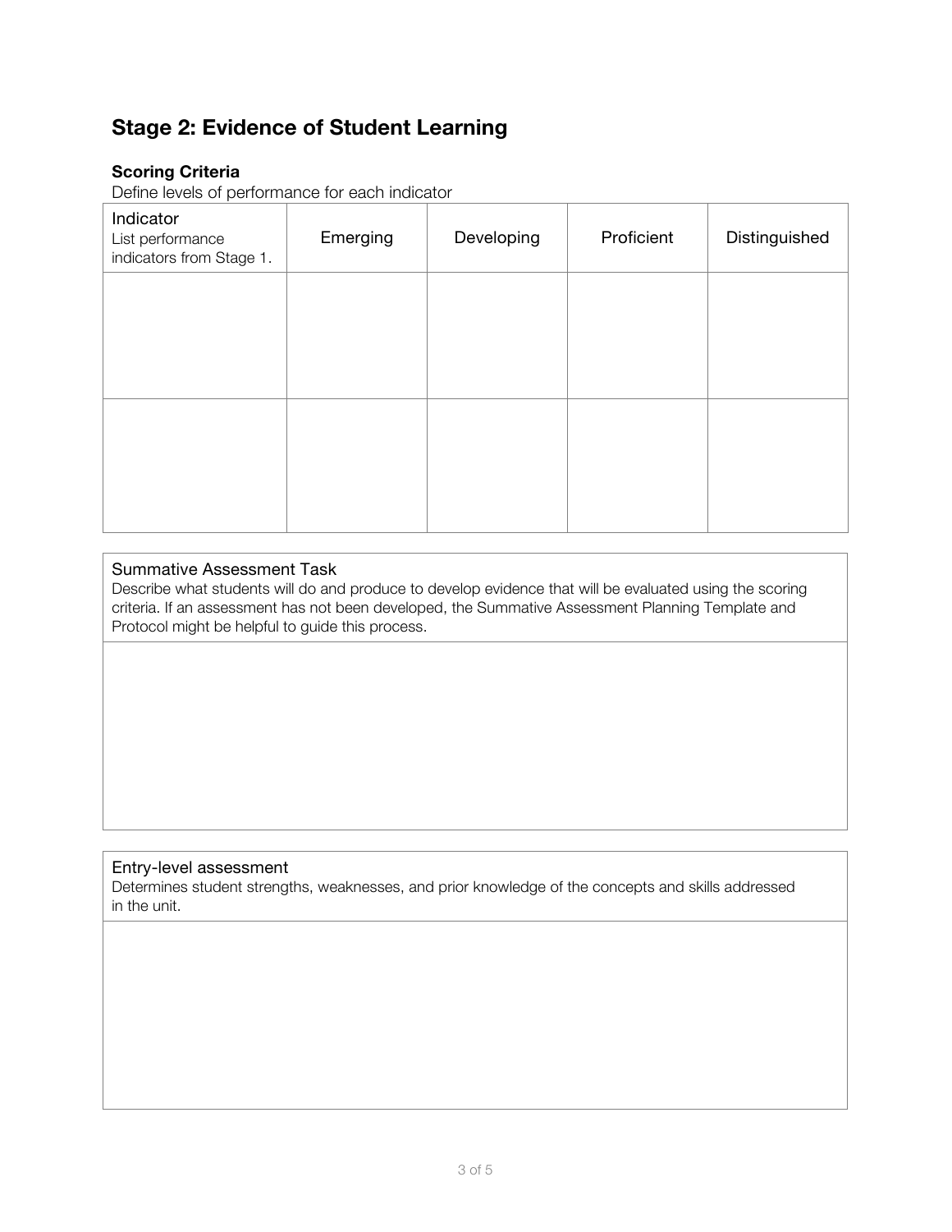## Stage 2: Evidence of Student Learning

### Scoring Criteria

Define levels of performance for each indicator

| Indicator<br>List performance indicators from Stage 1. | Emerging | Developing | Proficient | Distinguished |
|---|---|---|---|---|
| | | | | |
| | | | | |

| Summative Assessment Task<br>Describe what students will do and produce to develop evidence that will be evaluated using the scoring criteria. If an assessment has not been developed, the Summative Assessment Planning Template and Protocol might be helpful to guide this process. |
|---|
| |

| Entry-level assessment<br>Determines student strengths, weaknesses, and prior knowledge of the concepts and skills addressed in the unit. |
|---|
| |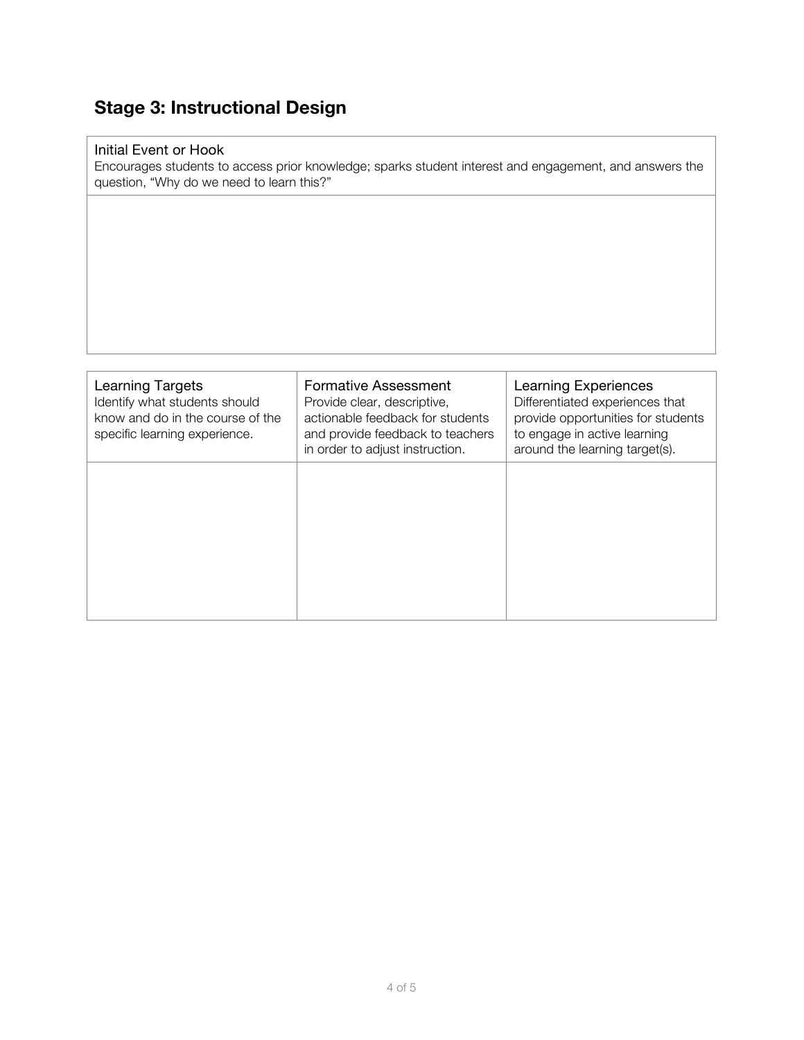## Stage 3: Instructional Design

| Initial Event or Hook<br>Encourages students to access prior knowledge; sparks student interest and engagement, and answers the question, "Why do we need to learn this?" |
|---|
| |

| Learning Targets<br>Identify what students should know and do in the course of the specific learning experience. | Formative Assessment<br>Provide clear, descriptive, actionable feedback for students and provide feedback to teachers in order to adjust instruction. | Learning Experiences<br>Differentiated experiences that provide opportunities for students to engage in active learning around the learning target(s). |
|---|---|---|
| | | |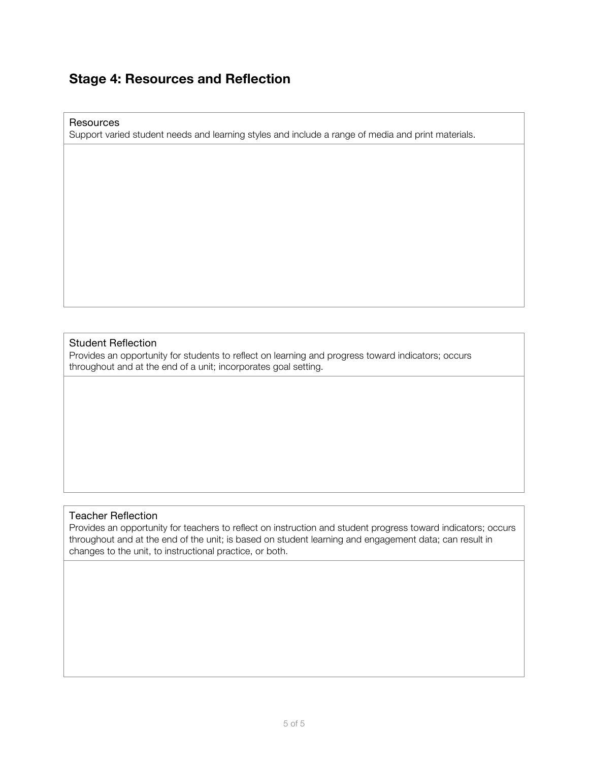## Stage 4: Resources and Reflection

| Resources<br>Support varied student needs and learning styles and include a range of media and print materials. |
| --- |
| |

| Student Reflection<br>Provides an opportunity for students to reflect on learning and progress toward indicators; occurs throughout and at the end of a unit; incorporates goal setting. |
| --- |
| |

| Teacher Reflection<br>Provides an opportunity for teachers to reflect on instruction and student progress toward indicators; occurs throughout and at the end of the unit; is based on student learning and engagement data; can result in changes to the unit, to instructional practice, or both. |
| --- |
| |